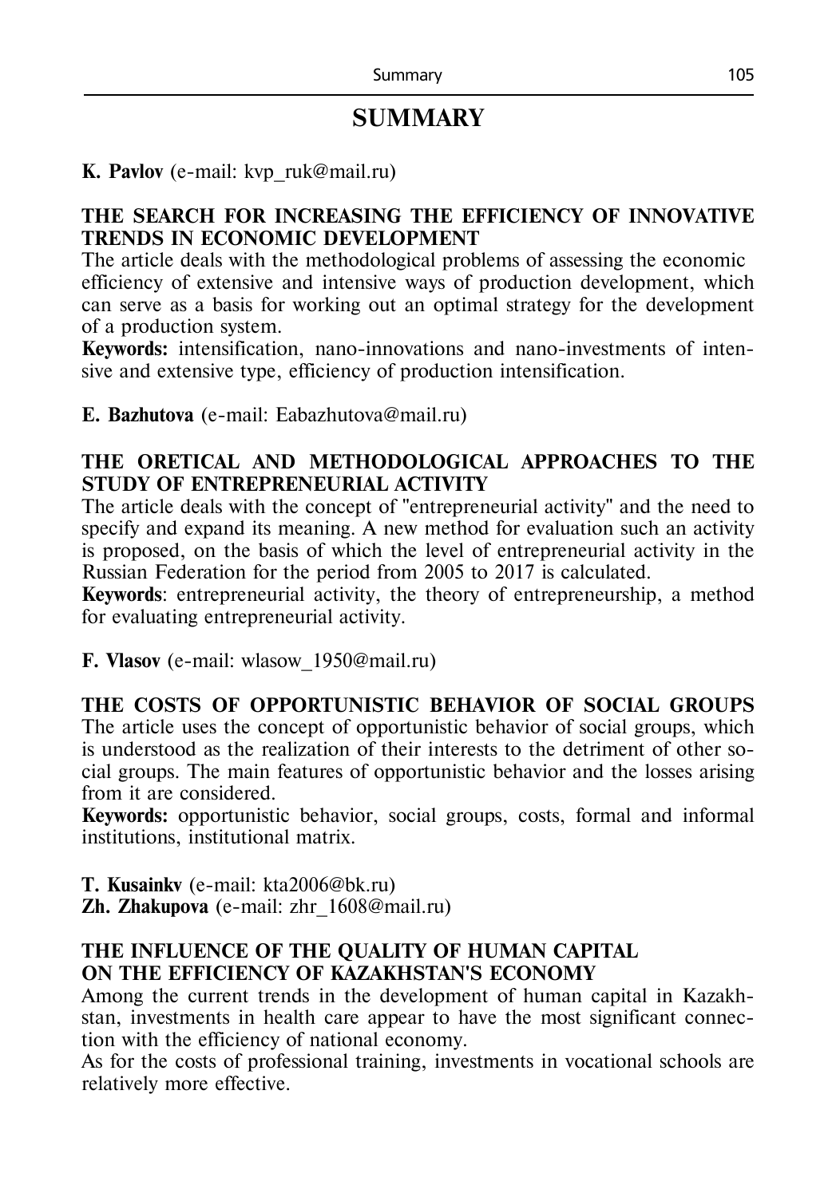# SUMMARY

**K. Pavlov** (e-mail: kvp_ruk@mail.ru)

**THE SEARCH FOR INCREASING THE EFFICIENCY OF INNOVATIVE TRENDS IN ECONOMIC DEVELOPMENT**

The article deals with the methodological problems of assessing the economic efficiency of extensive and intensive ways of production development, which can serve as a basis for working out an optimal strategy for the development of a production system.

**Keywords:** intensification, nano-innovations and nano-investments of intensive and extensive type, efficiency of production intensification.

**E. Bazhutova** (e-mail: Eabazhutova@mail.ru)

**THE ORETICAL AND METHODOLOGICAL APPROACHES TO THE STUDY OF ENTREPRENEURIAL ACTIVITY**

The article deals with the concept of "entrepreneurial activity" and the need to specify and expand its meaning. A new method for evaluation such an activity is proposed, on the basis of which the level of entrepreneurial activity in the Russian Federation for the period from 2005 to 2017 is calculated.

**Keywords**: entrepreneurial activity, the theory of entrepreneurship, a method for evaluating entrepreneurial activity.

**F. Vlasov** (e-mail: wlasow_1950@mail.ru)

**THE COSTS OF OPPORTUNISTIC BEHAVIOR OF SOCIAL GROUPS**

The article uses the concept of opportunistic behavior of social groups, which is understood as the realization of their interests to the detriment of other social groups. The main features of opportunistic behavior and the losses arising from it are considered.

**Keywords:** opportunistic behavior, social groups, costs, formal and informal institutions, institutional matrix.

**T. Kusainkv** (e-mail: kta2006@bk.ru)
**Zh. Zhakupova** (e-mail: zhr_1608@mail.ru)

**THE INFLUENCE OF THE QUALITY OF HUMAN CAPITAL ON THE EFFICIENCY OF KAZAKHSTAN'S ECONOMY**

Among the current trends in the development of human capital in Kazakhstan, investments in health care appear to have the most significant connection with the efficiency of national economy.

As for the costs of professional training, investments in vocational schools are relatively more effective.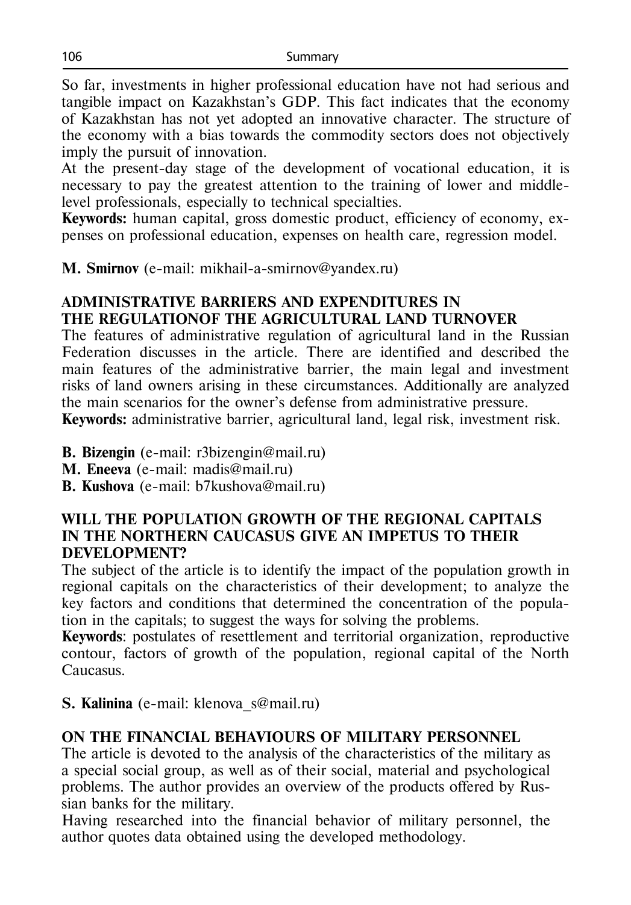So far, investments in higher professional education have not had serious and tangible impact on Kazakhstan's GDP. This fact indicates that the economy of Kazakhstan has not yet adopted an innovative character. The structure of the economy with a bias towards the commodity sectors does not objectively imply the pursuit of innovation.

At the present-day stage of the development of vocational education, it is necessary to pay the greatest attention to the training of lower and middle-level professionals, especially to technical specialties.

**Keywords:** human capital, gross domestic product, efficiency of economy, expenses on professional education, expenses on health care, regression model.

**M. Smirnov** (e-mail: mikhail-a-smirnov@yandex.ru)

## ADMINISTRATIVE BARRIERS AND EXPENDITURES IN THE REGULATIONOF THE AGRICULTURAL LAND TURNOVER

The features of administrative regulation of agricultural land in the Russian Federation discusses in the article. There are identified and described the main features of the administrative barrier, the main legal and investment risks of land owners arising in these circumstances. Additionally are analyzed the main scenarios for the owner's defense from administrative pressure.

**Keywords:** administrative barrier, agricultural land, legal risk, investment risk.

**B. Bizengin** (e-mail: r3bizengin@mail.ru)
**M. Eneeva** (e-mail: madis@mail.ru)
**B. Kushova** (e-mail: b7kushova@mail.ru)

## WILL THE POPULATION GROWTH OF THE REGIONAL CAPITALS IN THE NORTHERN CAUCASUS GIVE AN IMPETUS TO THEIR DEVELOPMENT?

The subject of the article is to identify the impact of the population growth in regional capitals on the characteristics of their development; to analyze the key factors and conditions that determined the concentration of the population in the capitals; to suggest the ways for solving the problems.

**Keywords**: postulates of resettlement and territorial organization, reproductive contour, factors of growth of the population, regional capital of the North Caucasus.

**S. Kalinina** (e-mail: klenova_s@mail.ru)

## ON THE FINANCIAL BEHAVIOURS OF MILITARY PERSONNEL

The article is devoted to the analysis of the characteristics of the military as a special social group, as well as of their social, material and psychological problems. The author provides an overview of the products offered by Russian banks for the military.

Having researched into the financial behavior of military personnel, the author quotes data obtained using the developed methodology.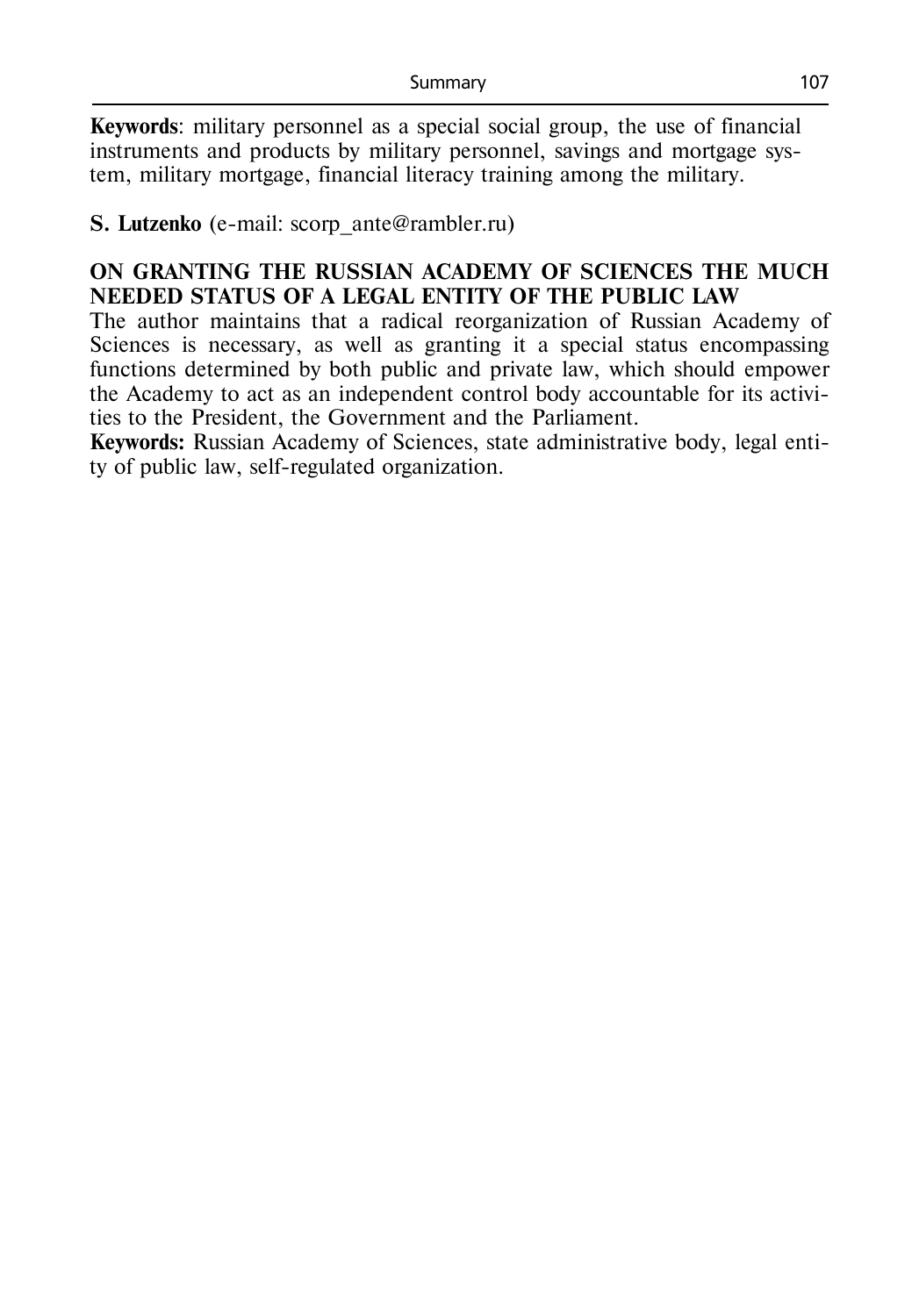**Keywords**: military personnel as a special social group, the use of financial instruments and products by military personnel, savings and mortgage system, military mortgage, financial literacy training among the military.

**S. Lutzenko** (e-mail: scorp_ante@rambler.ru)

**ON GRANTING THE RUSSIAN ACADEMY OF SCIENCES THE MUCH NEEDED STATUS OF A LEGAL ENTITY OF THE PUBLIC LAW**

The author maintains that a radical reorganization of Russian Academy of Sciences is necessary, as well as granting it a special status encompassing functions determined by both public and private law, which should empower the Academy to act as an independent control body accountable for its activities to the President, the Government and the Parliament.

**Keywords:** Russian Academy of Sciences, state administrative body, legal entity of public law, self-regulated organization.